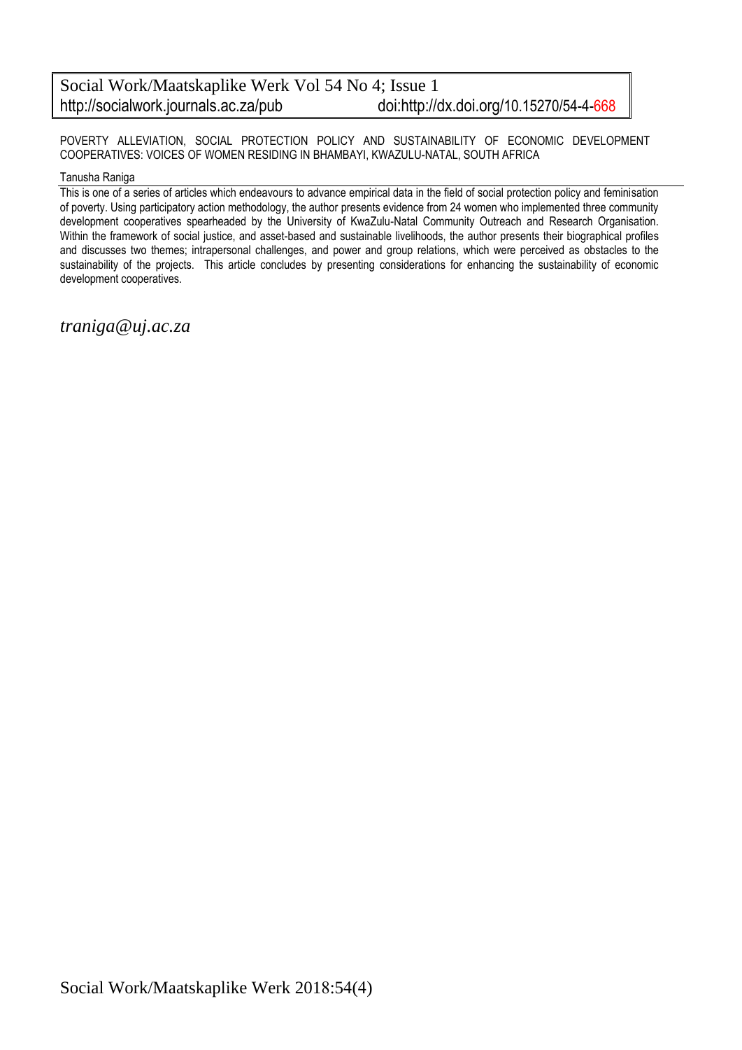POVERTY ALLEVIATION, SOCIAL PROTECTION POLICY AND SUSTAINABILITY OF ECONOMIC DEVELOPMENT COOPERATIVES: VOICES OF WOMEN RESIDING IN BHAMBAYI, KWAZULU-NATAL, SOUTH AFRICA

Tanusha Raniga

This is one of a series of articles which endeavours to advance empirical data in the field of social protection policy and feminisation of poverty. Using participatory action methodology, the author presents evidence from 24 women who implemented three community development cooperatives spearheaded by the University of KwaZulu-Natal Community Outreach and Research Organisation. Within the framework of social justice, and asset-based and sustainable livelihoods, the author presents their biographical profiles and discusses two themes; intrapersonal challenges, and power and group relations, which were perceived as obstacles to the sustainability of the projects. This article concludes by presenting considerations for enhancing the sustainability of economic development cooperatives.

*traniga@uj.ac.za*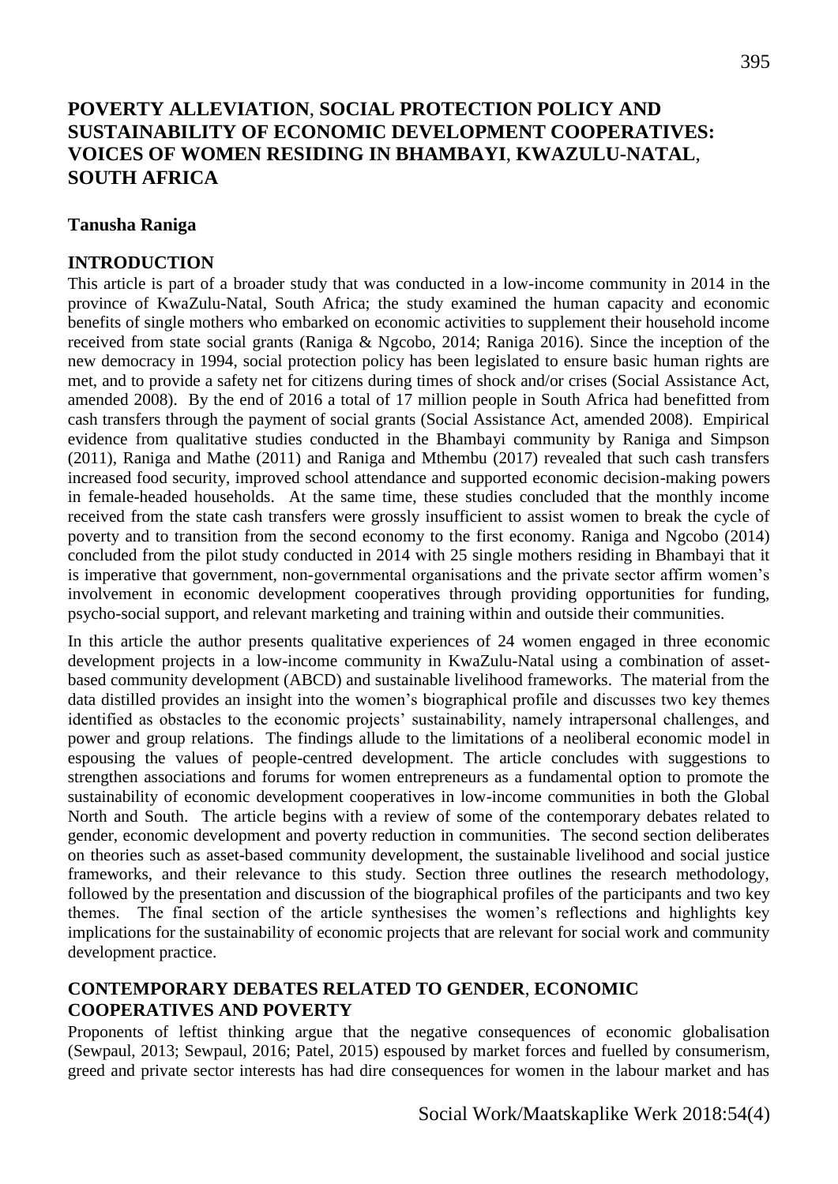# POVERTY ALLEVIATION, SOCIAL PROTECTION POLICY AND SUSTAINABILITY OF ECONOMIC DEVELOPMENT COOPERATIVES: VOICES OF WOMEN RESIDING IN BHAMBAYI, KWAZULU-NATAL, SOUTH AFRICA

**Tanusha Raniga**

## INTRODUCTION

This article is part of a broader study that was conducted in a low-income community in 2014 in the province of KwaZulu-Natal, South Africa; the study examined the human capacity and economic benefits of single mothers who embarked on economic activities to supplement their household income received from state social grants (Raniga & Ngcobo, 2014; Raniga 2016). Since the inception of the new democracy in 1994, social protection policy has been legislated to ensure basic human rights are met, and to provide a safety net for citizens during times of shock and/or crises (Social Assistance Act, amended 2008). By the end of 2016 a total of 17 million people in South Africa had benefitted from cash transfers through the payment of social grants (Social Assistance Act, amended 2008). Empirical evidence from qualitative studies conducted in the Bhambayi community by Raniga and Simpson (2011), Raniga and Mathe (2011) and Raniga and Mthembu (2017) revealed that such cash transfers increased food security, improved school attendance and supported economic decision-making powers in female-headed households. At the same time, these studies concluded that the monthly income received from the state cash transfers were grossly insufficient to assist women to break the cycle of poverty and to transition from the second economy to the first economy. Raniga and Ngcobo (2014) concluded from the pilot study conducted in 2014 with 25 single mothers residing in Bhambayi that it is imperative that government, non-governmental organisations and the private sector affirm women's involvement in economic development cooperatives through providing opportunities for funding, psycho-social support, and relevant marketing and training within and outside their communities.

In this article the author presents qualitative experiences of 24 women engaged in three economic development projects in a low-income community in KwaZulu-Natal using a combination of asset-based community development (ABCD) and sustainable livelihood frameworks. The material from the data distilled provides an insight into the women's biographical profile and discusses two key themes identified as obstacles to the economic projects' sustainability, namely intrapersonal challenges, and power and group relations. The findings allude to the limitations of a neoliberal economic model in espousing the values of people-centred development. The article concludes with suggestions to strengthen associations and forums for women entrepreneurs as a fundamental option to promote the sustainability of economic development cooperatives in low-income communities in both the Global North and South. The article begins with a review of some of the contemporary debates related to gender, economic development and poverty reduction in communities. The second section deliberates on theories such as asset-based community development, the sustainable livelihood and social justice frameworks, and their relevance to this study. Section three outlines the research methodology, followed by the presentation and discussion of the biographical profiles of the participants and two key themes. The final section of the article synthesises the women's reflections and highlights key implications for the sustainability of economic projects that are relevant for social work and community development practice.

## CONTEMPORARY DEBATES RELATED TO GENDER, ECONOMIC COOPERATIVES AND POVERTY

Proponents of leftist thinking argue that the negative consequences of economic globalisation (Sewpaul, 2013; Sewpaul, 2016; Patel, 2015) espoused by market forces and fuelled by consumerism, greed and private sector interests has had dire consequences for women in the labour market and has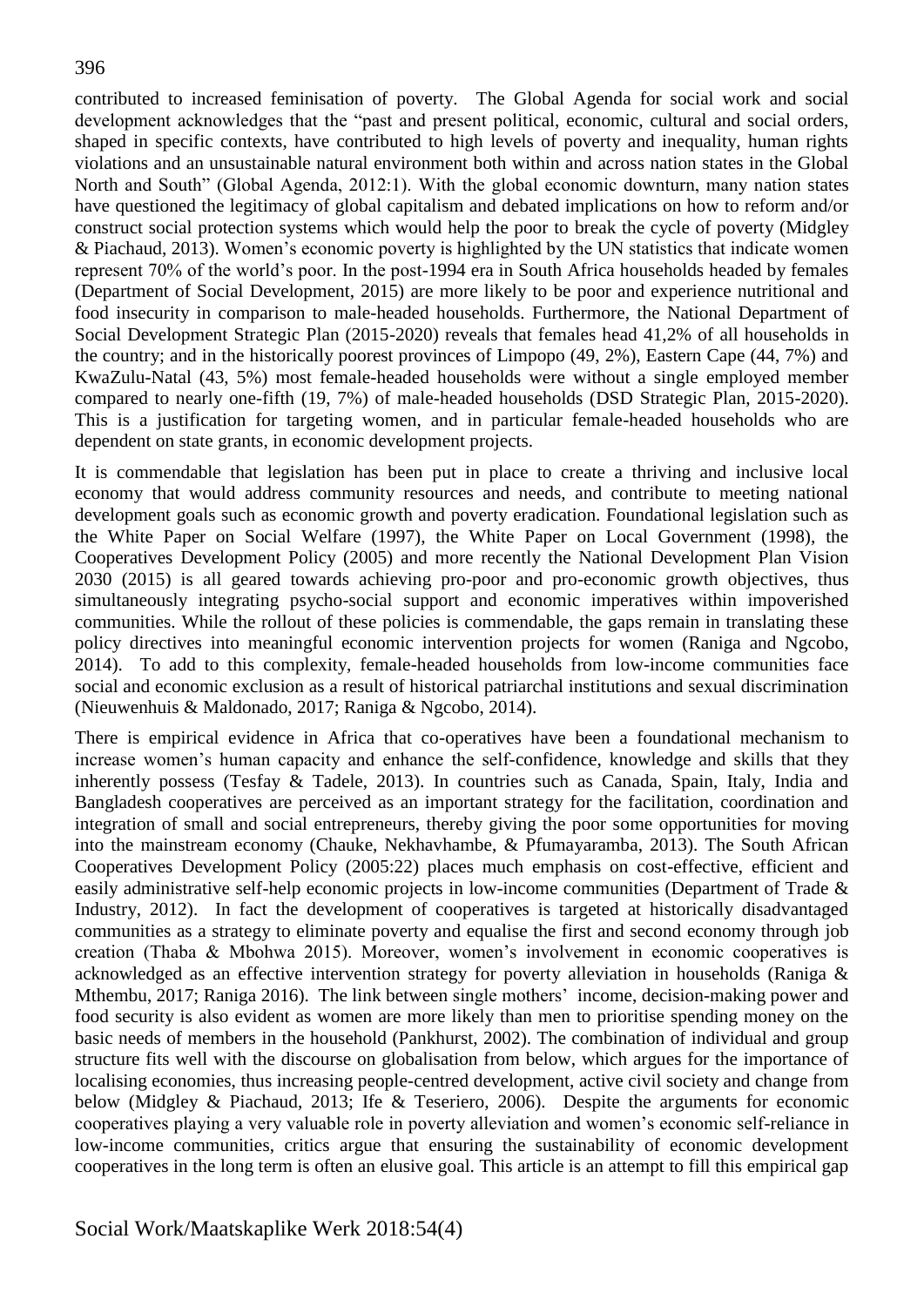contributed to increased feminisation of poverty. The Global Agenda for social work and social development acknowledges that the "past and present political, economic, cultural and social orders, shaped in specific contexts, have contributed to high levels of poverty and inequality, human rights violations and an unsustainable natural environment both within and across nation states in the Global North and South" (Global Agenda, 2012:1). With the global economic downturn, many nation states have questioned the legitimacy of global capitalism and debated implications on how to reform and/or construct social protection systems which would help the poor to break the cycle of poverty (Midgley & Piachaud, 2013). Women's economic poverty is highlighted by the UN statistics that indicate women represent 70% of the world's poor. In the post-1994 era in South Africa households headed by females (Department of Social Development, 2015) are more likely to be poor and experience nutritional and food insecurity in comparison to male-headed households. Furthermore, the National Department of Social Development Strategic Plan (2015-2020) reveals that females head 41,2% of all households in the country; and in the historically poorest provinces of Limpopo (49, 2%), Eastern Cape (44, 7%) and KwaZulu-Natal (43, 5%) most female-headed households were without a single employed member compared to nearly one-fifth (19, 7%) of male-headed households (DSD Strategic Plan, 2015-2020). This is a justification for targeting women, and in particular female-headed households who are dependent on state grants, in economic development projects.

It is commendable that legislation has been put in place to create a thriving and inclusive local economy that would address community resources and needs, and contribute to meeting national development goals such as economic growth and poverty eradication. Foundational legislation such as the White Paper on Social Welfare (1997), the White Paper on Local Government (1998), the Cooperatives Development Policy (2005) and more recently the National Development Plan Vision 2030 (2015) is all geared towards achieving pro-poor and pro-economic growth objectives, thus simultaneously integrating psycho-social support and economic imperatives within impoverished communities. While the rollout of these policies is commendable, the gaps remain in translating these policy directives into meaningful economic intervention projects for women (Raniga and Ngcobo, 2014). To add to this complexity, female-headed households from low-income communities face social and economic exclusion as a result of historical patriarchal institutions and sexual discrimination (Nieuwenhuis & Maldonado, 2017; Raniga & Ngcobo, 2014).

There is empirical evidence in Africa that co-operatives have been a foundational mechanism to increase women's human capacity and enhance the self-confidence, knowledge and skills that they inherently possess (Tesfay & Tadele, 2013). In countries such as Canada, Spain, Italy, India and Bangladesh cooperatives are perceived as an important strategy for the facilitation, coordination and integration of small and social entrepreneurs, thereby giving the poor some opportunities for moving into the mainstream economy (Chauke, Nekhavhambe, & Pfumayaramba, 2013). The South African Cooperatives Development Policy (2005:22) places much emphasis on cost-effective, efficient and easily administrative self-help economic projects in low-income communities (Department of Trade & Industry, 2012). In fact the development of cooperatives is targeted at historically disadvantaged communities as a strategy to eliminate poverty and equalise the first and second economy through job creation (Thaba & Mbohwa 2015). Moreover, women's involvement in economic cooperatives is acknowledged as an effective intervention strategy for poverty alleviation in households (Raniga & Mthembu, 2017; Raniga 2016). The link between single mothers' income, decision-making power and food security is also evident as women are more likely than men to prioritise spending money on the basic needs of members in the household (Pankhurst, 2002). The combination of individual and group structure fits well with the discourse on globalisation from below, which argues for the importance of localising economies, thus increasing people-centred development, active civil society and change from below (Midgley & Piachaud, 2013; Ife & Teseriero, 2006). Despite the arguments for economic cooperatives playing a very valuable role in poverty alleviation and women's economic self-reliance in low-income communities, critics argue that ensuring the sustainability of economic development cooperatives in the long term is often an elusive goal. This article is an attempt to fill this empirical gap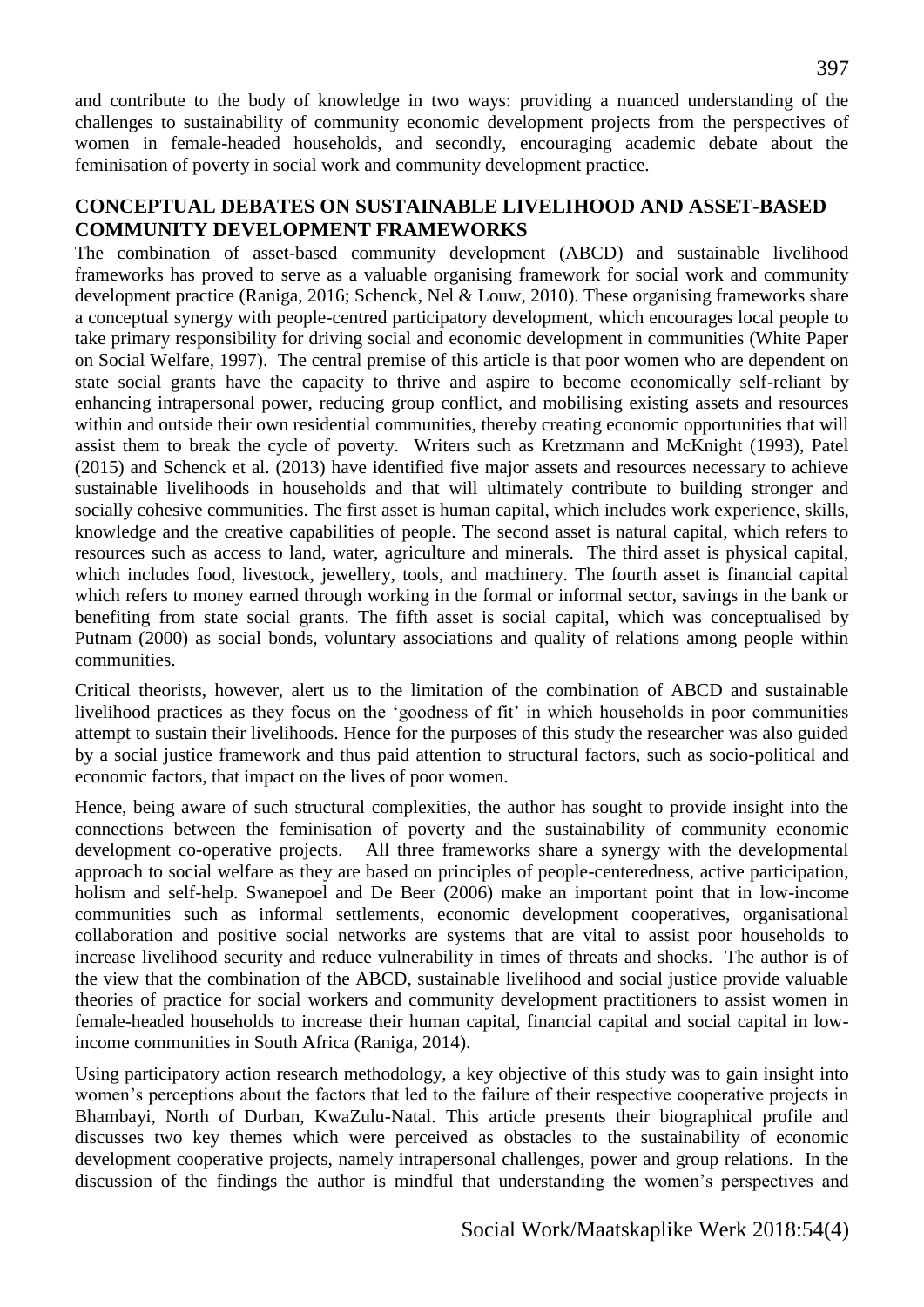and contribute to the body of knowledge in two ways: providing a nuanced understanding of the challenges to sustainability of community economic development projects from the perspectives of women in female-headed households, and secondly, encouraging academic debate about the feminisation of poverty in social work and community development practice.

## CONCEPTUAL DEBATES ON SUSTAINABLE LIVELIHOOD AND ASSET-BASED COMMUNITY DEVELOPMENT FRAMEWORKS

The combination of asset-based community development (ABCD) and sustainable livelihood frameworks has proved to serve as a valuable organising framework for social work and community development practice (Raniga, 2016; Schenck, Nel & Louw, 2010). These organising frameworks share a conceptual synergy with people-centred participatory development, which encourages local people to take primary responsibility for driving social and economic development in communities (White Paper on Social Welfare, 1997). The central premise of this article is that poor women who are dependent on state social grants have the capacity to thrive and aspire to become economically self-reliant by enhancing intrapersonal power, reducing group conflict, and mobilising existing assets and resources within and outside their own residential communities, thereby creating economic opportunities that will assist them to break the cycle of poverty. Writers such as Kretzmann and McKnight (1993), Patel (2015) and Schenck et al. (2013) have identified five major assets and resources necessary to achieve sustainable livelihoods in households and that will ultimately contribute to building stronger and socially cohesive communities. The first asset is human capital, which includes work experience, skills, knowledge and the creative capabilities of people. The second asset is natural capital, which refers to resources such as access to land, water, agriculture and minerals. The third asset is physical capital, which includes food, livestock, jewellery, tools, and machinery. The fourth asset is financial capital which refers to money earned through working in the formal or informal sector, savings in the bank or benefiting from state social grants. The fifth asset is social capital, which was conceptualised by Putnam (2000) as social bonds, voluntary associations and quality of relations among people within communities.

Critical theorists, however, alert us to the limitation of the combination of ABCD and sustainable livelihood practices as they focus on the 'goodness of fit' in which households in poor communities attempt to sustain their livelihoods. Hence for the purposes of this study the researcher was also guided by a social justice framework and thus paid attention to structural factors, such as socio-political and economic factors, that impact on the lives of poor women.

Hence, being aware of such structural complexities, the author has sought to provide insight into the connections between the feminisation of poverty and the sustainability of community economic development co-operative projects. All three frameworks share a synergy with the developmental approach to social welfare as they are based on principles of people-centeredness, active participation, holism and self-help. Swanepoel and De Beer (2006) make an important point that in low-income communities such as informal settlements, economic development cooperatives, organisational collaboration and positive social networks are systems that are vital to assist poor households to increase livelihood security and reduce vulnerability in times of threats and shocks. The author is of the view that the combination of the ABCD, sustainable livelihood and social justice provide valuable theories of practice for social workers and community development practitioners to assist women in female-headed households to increase their human capital, financial capital and social capital in low-income communities in South Africa (Raniga, 2014).

Using participatory action research methodology, a key objective of this study was to gain insight into women's perceptions about the factors that led to the failure of their respective cooperative projects in Bhambayi, North of Durban, KwaZulu-Natal. This article presents their biographical profile and discusses two key themes which were perceived as obstacles to the sustainability of economic development cooperative projects, namely intrapersonal challenges, power and group relations. In the discussion of the findings the author is mindful that understanding the women's perspectives and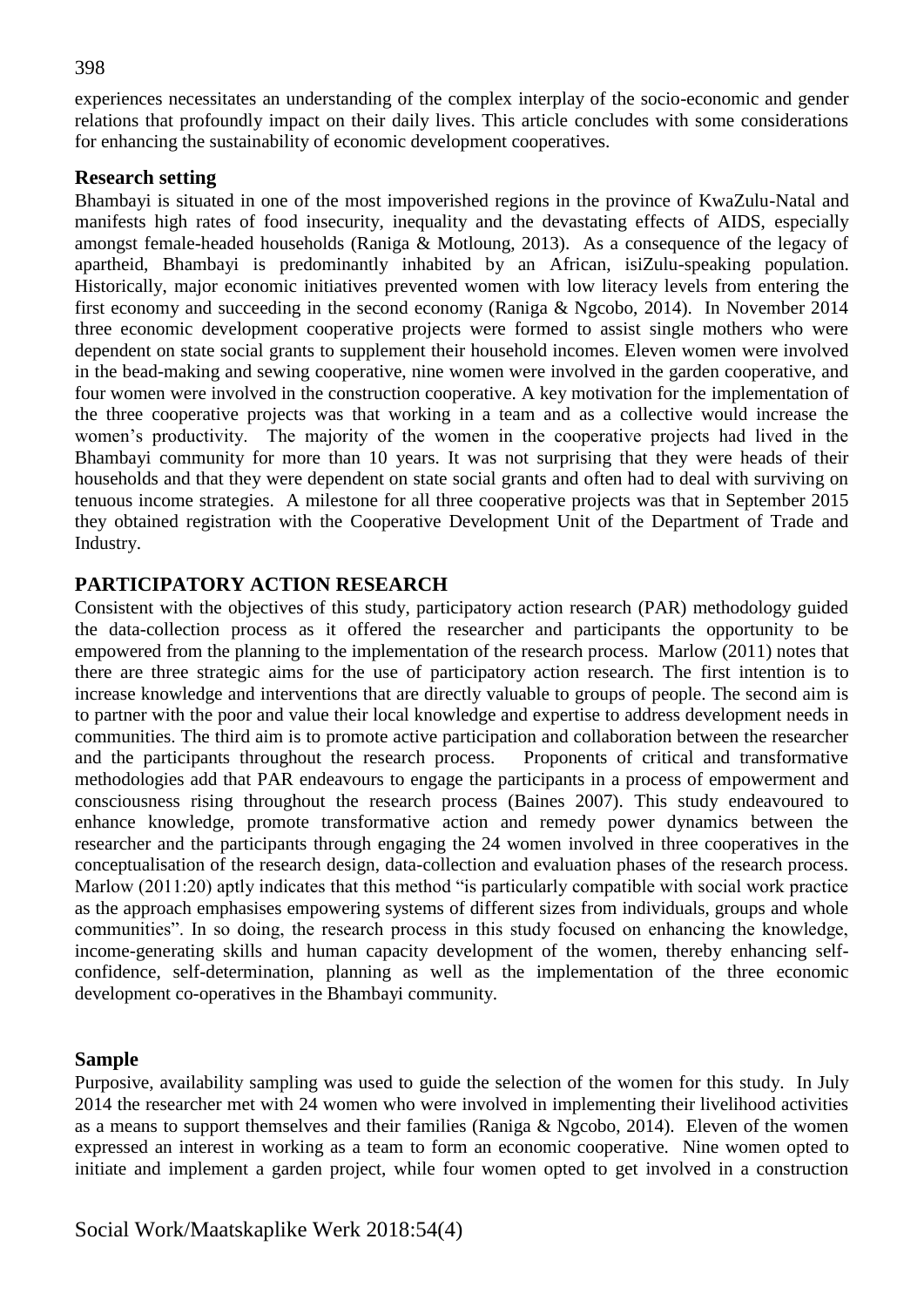experiences necessitates an understanding of the complex interplay of the socio-economic and gender relations that profoundly impact on their daily lives. This article concludes with some considerations for enhancing the sustainability of economic development cooperatives.

### Research setting

Bhambayi is situated in one of the most impoverished regions in the province of KwaZulu-Natal and manifests high rates of food insecurity, inequality and the devastating effects of AIDS, especially amongst female-headed households (Raniga & Motloung, 2013). As a consequence of the legacy of apartheid, Bhambayi is predominantly inhabited by an African, isiZulu-speaking population. Historically, major economic initiatives prevented women with low literacy levels from entering the first economy and succeeding in the second economy (Raniga & Ngcobo, 2014). In November 2014 three economic development cooperative projects were formed to assist single mothers who were dependent on state social grants to supplement their household incomes. Eleven women were involved in the bead-making and sewing cooperative, nine women were involved in the garden cooperative, and four women were involved in the construction cooperative. A key motivation for the implementation of the three cooperative projects was that working in a team and as a collective would increase the women's productivity. The majority of the women in the cooperative projects had lived in the Bhambayi community for more than 10 years. It was not surprising that they were heads of their households and that they were dependent on state social grants and often had to deal with surviving on tenuous income strategies. A milestone for all three cooperative projects was that in September 2015 they obtained registration with the Cooperative Development Unit of the Department of Trade and Industry.

## PARTICIPATORY ACTION RESEARCH

Consistent with the objectives of this study, participatory action research (PAR) methodology guided the data-collection process as it offered the researcher and participants the opportunity to be empowered from the planning to the implementation of the research process. Marlow (2011) notes that there are three strategic aims for the use of participatory action research. The first intention is to increase knowledge and interventions that are directly valuable to groups of people. The second aim is to partner with the poor and value their local knowledge and expertise to address development needs in communities. The third aim is to promote active participation and collaboration between the researcher and the participants throughout the research process. Proponents of critical and transformative methodologies add that PAR endeavours to engage the participants in a process of empowerment and consciousness rising throughout the research process (Baines 2007). This study endeavoured to enhance knowledge, promote transformative action and remedy power dynamics between the researcher and the participants through engaging the 24 women involved in three cooperatives in the conceptualisation of the research design, data-collection and evaluation phases of the research process. Marlow (2011:20) aptly indicates that this method "is particularly compatible with social work practice as the approach emphasises empowering systems of different sizes from individuals, groups and whole communities". In so doing, the research process in this study focused on enhancing the knowledge, income-generating skills and human capacity development of the women, thereby enhancing self-confidence, self-determination, planning as well as the implementation of the three economic development co-operatives in the Bhambayi community.

### Sample

Purposive, availability sampling was used to guide the selection of the women for this study. In July 2014 the researcher met with 24 women who were involved in implementing their livelihood activities as a means to support themselves and their families (Raniga & Ngcobo, 2014). Eleven of the women expressed an interest in working as a team to form an economic cooperative. Nine women opted to initiate and implement a garden project, while four women opted to get involved in a construction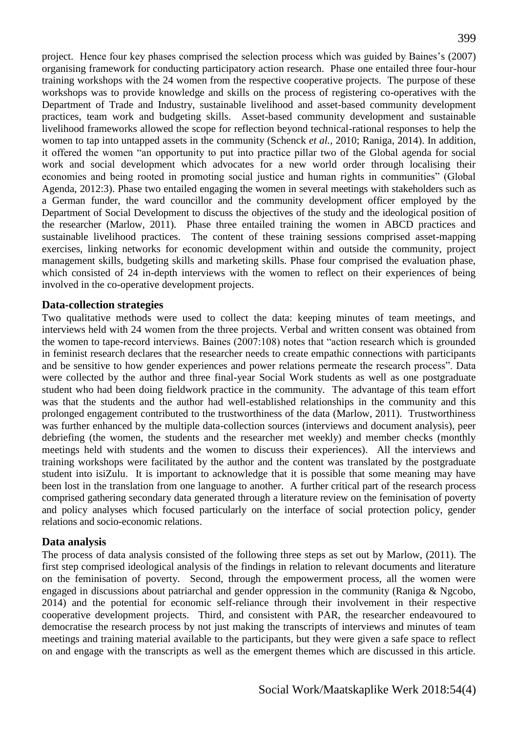project. Hence four key phases comprised the selection process which was guided by Baines's (2007) organising framework for conducting participatory action research. Phase one entailed three four-hour training workshops with the 24 women from the respective cooperative projects. The purpose of these workshops was to provide knowledge and skills on the process of registering co-operatives with the Department of Trade and Industry, sustainable livelihood and asset-based community development practices, team work and budgeting skills. Asset-based community development and sustainable livelihood frameworks allowed the scope for reflection beyond technical-rational responses to help the women to tap into untapped assets in the community (Schenck *et al.,* 2010; Raniga, 2014). In addition, it offered the women "an opportunity to put into practice pillar two of the Global agenda for social work and social development which advocates for a new world order through localising their economies and being rooted in promoting social justice and human rights in communities" (Global Agenda, 2012:3). Phase two entailed engaging the women in several meetings with stakeholders such as a German funder, the ward councillor and the community development officer employed by the Department of Social Development to discuss the objectives of the study and the ideological position of the researcher (Marlow, 2011). Phase three entailed training the women in ABCD practices and sustainable livelihood practices. The content of these training sessions comprised asset-mapping exercises, linking networks for economic development within and outside the community, project management skills, budgeting skills and marketing skills. Phase four comprised the evaluation phase, which consisted of 24 in-depth interviews with the women to reflect on their experiences of being involved in the co-operative development projects.

## Data-collection strategies

Two qualitative methods were used to collect the data: keeping minutes of team meetings, and interviews held with 24 women from the three projects. Verbal and written consent was obtained from the women to tape-record interviews. Baines (2007:108) notes that "action research which is grounded in feminist research declares that the researcher needs to create empathic connections with participants and be sensitive to how gender experiences and power relations permeate the research process". Data were collected by the author and three final-year Social Work students as well as one postgraduate student who had been doing fieldwork practice in the community. The advantage of this team effort was that the students and the author had well-established relationships in the community and this prolonged engagement contributed to the trustworthiness of the data (Marlow, 2011). Trustworthiness was further enhanced by the multiple data-collection sources (interviews and document analysis), peer debriefing (the women, the students and the researcher met weekly) and member checks (monthly meetings held with students and the women to discuss their experiences). All the interviews and training workshops were facilitated by the author and the content was translated by the postgraduate student into isiZulu. It is important to acknowledge that it is possible that some meaning may have been lost in the translation from one language to another. A further critical part of the research process comprised gathering secondary data generated through a literature review on the feminisation of poverty and policy analyses which focused particularly on the interface of social protection policy, gender relations and socio-economic relations.

## Data analysis

The process of data analysis consisted of the following three steps as set out by Marlow, (2011). The first step comprised ideological analysis of the findings in relation to relevant documents and literature on the feminisation of poverty. Second, through the empowerment process, all the women were engaged in discussions about patriarchal and gender oppression in the community (Raniga & Ngcobo, 2014) and the potential for economic self-reliance through their involvement in their respective cooperative development projects. Third, and consistent with PAR, the researcher endeavoured to democratise the research process by not just making the transcripts of interviews and minutes of team meetings and training material available to the participants, but they were given a safe space to reflect on and engage with the transcripts as well as the emergent themes which are discussed in this article.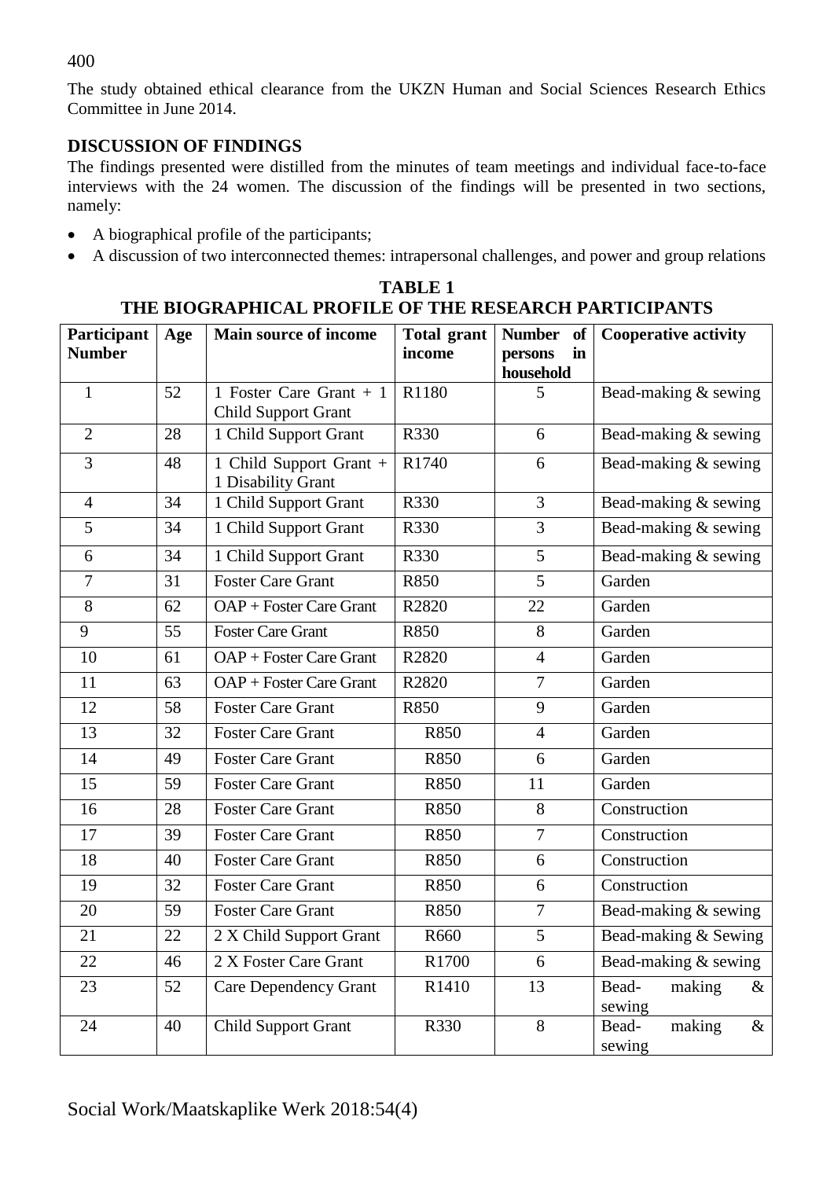The study obtained ethical clearance from the UKZN Human and Social Sciences Research Ethics Committee in June 2014.

## DISCUSSION OF FINDINGS

The findings presented were distilled from the minutes of team meetings and individual face-to-face interviews with the 24 women. The discussion of the findings will be presented in two sections, namely:

- A biographical profile of the participants;
- A discussion of two interconnected themes: intrapersonal challenges, and power and group relations

**TABLE 1**
**THE BIOGRAPHICAL PROFILE OF THE RESEARCH PARTICIPANTS**

| Participant Number | Age | Main source of income | Total grant income | Number of persons in household | Cooperative activity |
|---|---|---|---|---|---|
| 1 | 52 | 1 Foster Care Grant + 1 Child Support Grant | R1180 | 5 | Bead-making & sewing |
| 2 | 28 | 1 Child Support Grant | R330 | 6 | Bead-making & sewing |
| 3 | 48 | 1 Child Support Grant + 1 Disability Grant | R1740 | 6 | Bead-making & sewing |
| 4 | 34 | 1 Child Support Grant | R330 | 3 | Bead-making & sewing |
| 5 | 34 | 1 Child Support Grant | R330 | 3 | Bead-making & sewing |
| 6 | 34 | 1 Child Support Grant | R330 | 5 | Bead-making & sewing |
| 7 | 31 | Foster Care Grant | R850 | 5 | Garden |
| 8 | 62 | OAP + Foster Care Grant | R2820 | 22 | Garden |
| 9 | 55 | Foster Care Grant | R850 | 8 | Garden |
| 10 | 61 | OAP + Foster Care Grant | R2820 | 4 | Garden |
| 11 | 63 | OAP + Foster Care Grant | R2820 | 7 | Garden |
| 12 | 58 | Foster Care Grant | R850 | 9 | Garden |
| 13 | 32 | Foster Care Grant | R850 | 4 | Garden |
| 14 | 49 | Foster Care Grant | R850 | 6 | Garden |
| 15 | 59 | Foster Care Grant | R850 | 11 | Garden |
| 16 | 28 | Foster Care Grant | R850 | 8 | Construction |
| 17 | 39 | Foster Care Grant | R850 | 7 | Construction |
| 18 | 40 | Foster Care Grant | R850 | 6 | Construction |
| 19 | 32 | Foster Care Grant | R850 | 6 | Construction |
| 20 | 59 | Foster Care Grant | R850 | 7 | Bead-making & sewing |
| 21 | 22 | 2 X Child Support Grant | R660 | 5 | Bead-making & Sewing |
| 22 | 46 | 2 X Foster Care Grant | R1700 | 6 | Bead-making & sewing |
| 23 | 52 | Care Dependency Grant | R1410 | 13 | Bead- making & sewing |
| 24 | 40 | Child Support Grant | R330 | 8 | Bead- making & sewing |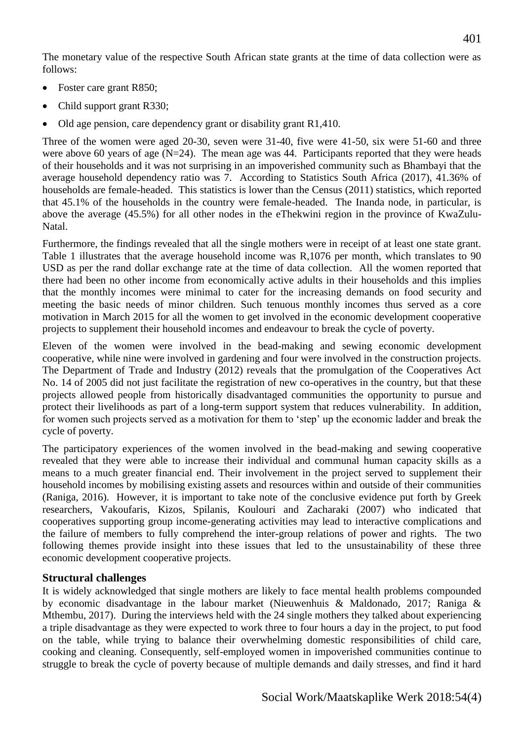The monetary value of the respective South African state grants at the time of data collection were as follows:

- Foster care grant R850;
- Child support grant R330;
- Old age pension, care dependency grant or disability grant R1,410.

Three of the women were aged 20-30, seven were 31-40, five were 41-50, six were 51-60 and three were above 60 years of age (N=24). The mean age was 44. Participants reported that they were heads of their households and it was not surprising in an impoverished community such as Bhambayi that the average household dependency ratio was 7. According to Statistics South Africa (2017), 41.36% of households are female-headed. This statistics is lower than the Census (2011) statistics, which reported that 45.1% of the households in the country were female-headed. The Inanda node, in particular, is above the average (45.5%) for all other nodes in the eThekwini region in the province of KwaZulu-Natal.

Furthermore, the findings revealed that all the single mothers were in receipt of at least one state grant. Table 1 illustrates that the average household income was R,1076 per month, which translates to 90 USD as per the rand dollar exchange rate at the time of data collection. All the women reported that there had been no other income from economically active adults in their households and this implies that the monthly incomes were minimal to cater for the increasing demands on food security and meeting the basic needs of minor children. Such tenuous monthly incomes thus served as a core motivation in March 2015 for all the women to get involved in the economic development cooperative projects to supplement their household incomes and endeavour to break the cycle of poverty.

Eleven of the women were involved in the bead-making and sewing economic development cooperative, while nine were involved in gardening and four were involved in the construction projects. The Department of Trade and Industry (2012) reveals that the promulgation of the Cooperatives Act No. 14 of 2005 did not just facilitate the registration of new co-operatives in the country, but that these projects allowed people from historically disadvantaged communities the opportunity to pursue and protect their livelihoods as part of a long-term support system that reduces vulnerability. In addition, for women such projects served as a motivation for them to 'step' up the economic ladder and break the cycle of poverty.

The participatory experiences of the women involved in the bead-making and sewing cooperative revealed that they were able to increase their individual and communal human capacity skills as a means to a much greater financial end. Their involvement in the project served to supplement their household incomes by mobilising existing assets and resources within and outside of their communities (Raniga, 2016). However, it is important to take note of the conclusive evidence put forth by Greek researchers, Vakoufaris, Kizos, Spilanis, Koulouri and Zacharaki (2007) who indicated that cooperatives supporting group income-generating activities may lead to interactive complications and the failure of members to fully comprehend the inter-group relations of power and rights. The two following themes provide insight into these issues that led to the unsustainability of these three economic development cooperative projects.

### Structural challenges

It is widely acknowledged that single mothers are likely to face mental health problems compounded by economic disadvantage in the labour market (Nieuwenhuis & Maldonado, 2017; Raniga & Mthembu, 2017). During the interviews held with the 24 single mothers they talked about experiencing a triple disadvantage as they were expected to work three to four hours a day in the project, to put food on the table, while trying to balance their overwhelming domestic responsibilities of child care, cooking and cleaning. Consequently, self-employed women in impoverished communities continue to struggle to break the cycle of poverty because of multiple demands and daily stresses, and find it hard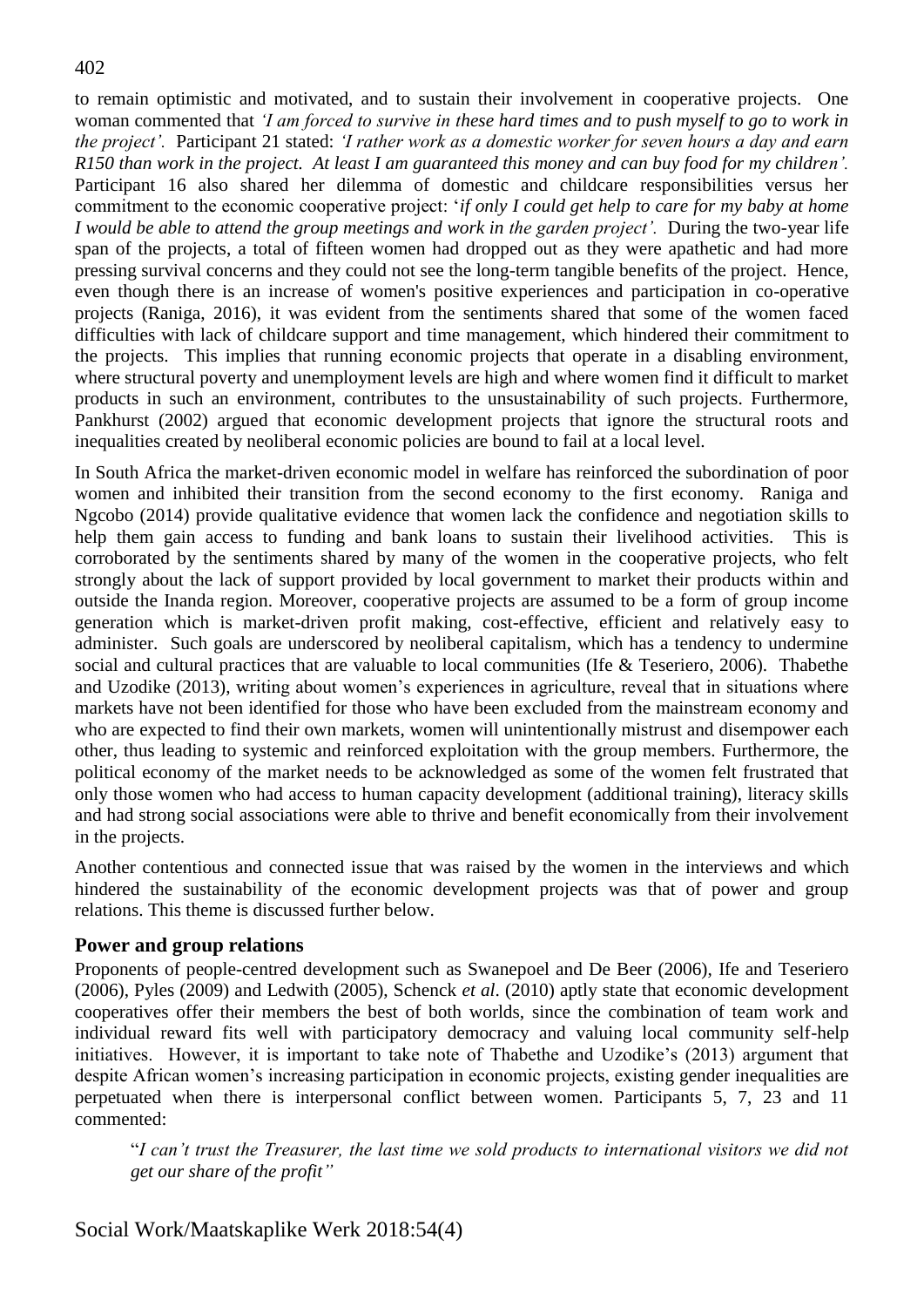to remain optimistic and motivated, and to sustain their involvement in cooperative projects. One woman commented that *'I am forced to survive in these hard times and to push myself to go to work in the project'.* Participant 21 stated: *'I rather work as a domestic worker for seven hours a day and earn R150 than work in the project. At least I am guaranteed this money and can buy food for my children'.* Participant 16 also shared her dilemma of domestic and childcare responsibilities versus her commitment to the economic cooperative project: '*if only I could get help to care for my baby at home I would be able to attend the group meetings and work in the garden project'.* During the two-year life span of the projects, a total of fifteen women had dropped out as they were apathetic and had more pressing survival concerns and they could not see the long-term tangible benefits of the project. Hence, even though there is an increase of women's positive experiences and participation in co-operative projects (Raniga, 2016), it was evident from the sentiments shared that some of the women faced difficulties with lack of childcare support and time management, which hindered their commitment to the projects. This implies that running economic projects that operate in a disabling environment, where structural poverty and unemployment levels are high and where women find it difficult to market products in such an environment, contributes to the unsustainability of such projects. Furthermore, Pankhurst (2002) argued that economic development projects that ignore the structural roots and inequalities created by neoliberal economic policies are bound to fail at a local level.

In South Africa the market-driven economic model in welfare has reinforced the subordination of poor women and inhibited their transition from the second economy to the first economy. Raniga and Ngcobo (2014) provide qualitative evidence that women lack the confidence and negotiation skills to help them gain access to funding and bank loans to sustain their livelihood activities. This is corroborated by the sentiments shared by many of the women in the cooperative projects, who felt strongly about the lack of support provided by local government to market their products within and outside the Inanda region. Moreover, cooperative projects are assumed to be a form of group income generation which is market-driven profit making, cost-effective, efficient and relatively easy to administer. Such goals are underscored by neoliberal capitalism, which has a tendency to undermine social and cultural practices that are valuable to local communities (Ife & Teseriero, 2006). Thabethe and Uzodike (2013), writing about women's experiences in agriculture, reveal that in situations where markets have not been identified for those who have been excluded from the mainstream economy and who are expected to find their own markets, women will unintentionally mistrust and disempower each other, thus leading to systemic and reinforced exploitation with the group members. Furthermore, the political economy of the market needs to be acknowledged as some of the women felt frustrated that only those women who had access to human capacity development (additional training), literacy skills and had strong social associations were able to thrive and benefit economically from their involvement in the projects.

Another contentious and connected issue that was raised by the women in the interviews and which hindered the sustainability of the economic development projects was that of power and group relations. This theme is discussed further below.

## Power and group relations

Proponents of people-centred development such as Swanepoel and De Beer (2006), Ife and Teseriero (2006), Pyles (2009) and Ledwith (2005), Schenck *et al*. (2010) aptly state that economic development cooperatives offer their members the best of both worlds, since the combination of team work and individual reward fits well with participatory democracy and valuing local community self-help initiatives. However, it is important to take note of Thabethe and Uzodike's (2013) argument that despite African women's increasing participation in economic projects, existing gender inequalities are perpetuated when there is interpersonal conflict between women. Participants 5, 7, 23 and 11 commented:

> "*I can't trust the Treasurer, the last time we sold products to international visitors we did not get our share of the profit"*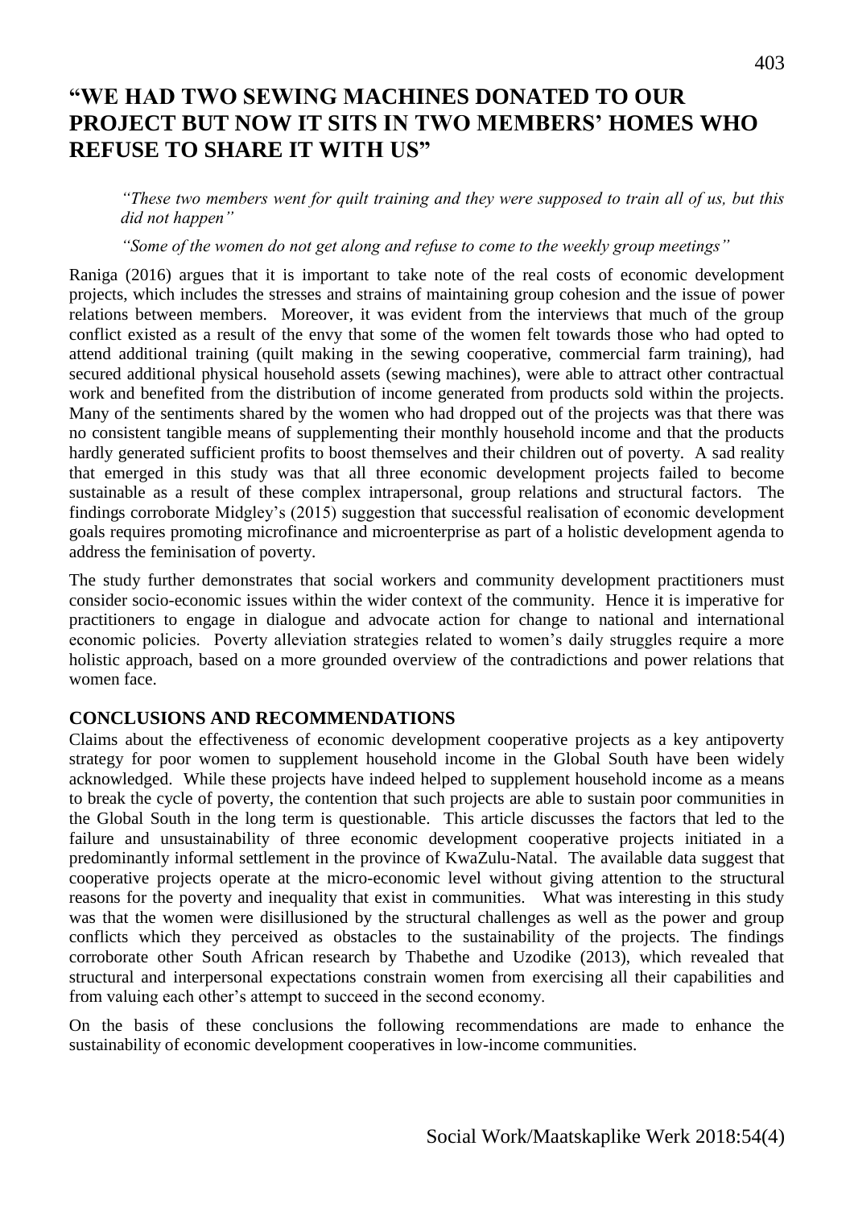## "WE HAD TWO SEWING MACHINES DONATED TO OUR PROJECT BUT NOW IT SITS IN TWO MEMBERS' HOMES WHO REFUSE TO SHARE IT WITH US"

> *"These two members went for quilt training and they were supposed to train all of us, but this did not happen"*
>
> *"Some of the women do not get along and refuse to come to the weekly group meetings"*

Raniga (2016) argues that it is important to take note of the real costs of economic development projects, which includes the stresses and strains of maintaining group cohesion and the issue of power relations between members. Moreover, it was evident from the interviews that much of the group conflict existed as a result of the envy that some of the women felt towards those who had opted to attend additional training (quilt making in the sewing cooperative, commercial farm training), had secured additional physical household assets (sewing machines), were able to attract other contractual work and benefited from the distribution of income generated from products sold within the projects. Many of the sentiments shared by the women who had dropped out of the projects was that there was no consistent tangible means of supplementing their monthly household income and that the products hardly generated sufficient profits to boost themselves and their children out of poverty. A sad reality that emerged in this study was that all three economic development projects failed to become sustainable as a result of these complex intrapersonal, group relations and structural factors. The findings corroborate Midgley's (2015) suggestion that successful realisation of economic development goals requires promoting microfinance and microenterprise as part of a holistic development agenda to address the feminisation of poverty.

The study further demonstrates that social workers and community development practitioners must consider socio-economic issues within the wider context of the community. Hence it is imperative for practitioners to engage in dialogue and advocate action for change to national and international economic policies. Poverty alleviation strategies related to women's daily struggles require a more holistic approach, based on a more grounded overview of the contradictions and power relations that women face.

## CONCLUSIONS AND RECOMMENDATIONS

Claims about the effectiveness of economic development cooperative projects as a key antipoverty strategy for poor women to supplement household income in the Global South have been widely acknowledged. While these projects have indeed helped to supplement household income as a means to break the cycle of poverty, the contention that such projects are able to sustain poor communities in the Global South in the long term is questionable. This article discusses the factors that led to the failure and unsustainability of three economic development cooperative projects initiated in a predominantly informal settlement in the province of KwaZulu-Natal. The available data suggest that cooperative projects operate at the micro-economic level without giving attention to the structural reasons for the poverty and inequality that exist in communities. What was interesting in this study was that the women were disillusioned by the structural challenges as well as the power and group conflicts which they perceived as obstacles to the sustainability of the projects. The findings corroborate other South African research by Thabethe and Uzodike (2013), which revealed that structural and interpersonal expectations constrain women from exercising all their capabilities and from valuing each other's attempt to succeed in the second economy.

On the basis of these conclusions the following recommendations are made to enhance the sustainability of economic development cooperatives in low-income communities.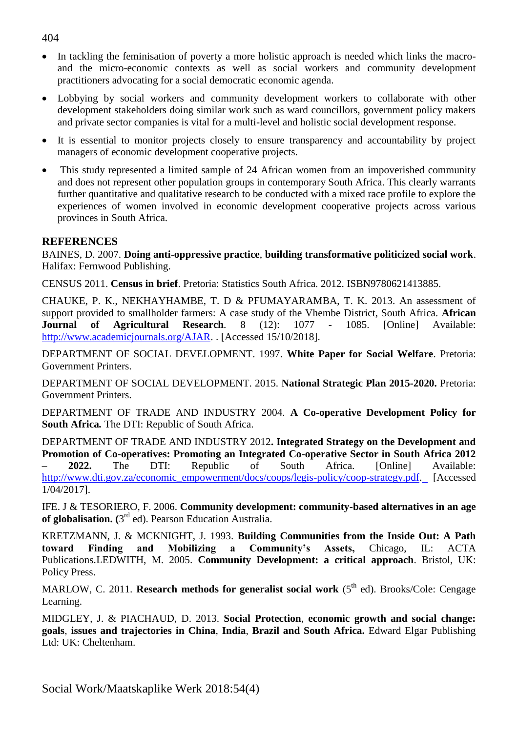- In tackling the feminisation of poverty a more holistic approach is needed which links the macro- and the micro-economic contexts as well as social workers and community development practitioners advocating for a social democratic economic agenda.
- Lobbying by social workers and community development workers to collaborate with other development stakeholders doing similar work such as ward councillors, government policy makers and private sector companies is vital for a multi-level and holistic social development response.
- It is essential to monitor projects closely to ensure transparency and accountability by project managers of economic development cooperative projects.
- This study represented a limited sample of 24 African women from an impoverished community and does not represent other population groups in contemporary South Africa. This clearly warrants further quantitative and qualitative research to be conducted with a mixed race profile to explore the experiences of women involved in economic development cooperative projects across various provinces in South Africa.

## REFERENCES

BAINES, D. 2007. **Doing anti-oppressive practice**, **building transformative politicized social work**. Halifax: Fernwood Publishing.

CENSUS 2011. **Census in brief**. Pretoria: Statistics South Africa. 2012. ISBN9780621413885.

CHAUKE, P. K., NEKHAYHAMBE, T. D & PFUMAYARAMBA, T. K. 2013. An assessment of support provided to smallholder farmers: A case study of the Vhembe District, South Africa. **African Journal of Agricultural Research**. 8 (12): 1077 - 1085. [Online] Available: http://www.academicjournals.org/AJAR. . [Accessed 15/10/2018].

DEPARTMENT OF SOCIAL DEVELOPMENT. 1997. **White Paper for Social Welfare**. Pretoria: Government Printers.

DEPARTMENT OF SOCIAL DEVELOPMENT. 2015. **National Strategic Plan 2015-2020.** Pretoria: Government Printers.

DEPARTMENT OF TRADE AND INDUSTRY 2004. **A Co-operative Development Policy for South Africa.** The DTI: Republic of South Africa.

DEPARTMENT OF TRADE AND INDUSTRY 2012**. Integrated Strategy on the Development and Promotion of Co-operatives: Promoting an Integrated Co-operative Sector in South Africa 2012 – 2022.** The DTI: Republic of South Africa. [Online] Available: http://www.dti.gov.za/economic_empowerment/docs/coops/legis-policy/coop-strategy.pdf. [Accessed 1/04/2017].

IFE. J & TESORIERO, F. 2006. **Community development: community-based alternatives in an age of globalisation.** (3rd ed). Pearson Education Australia.

KRETZMANN, J. & MCKNIGHT, J. 1993. **Building Communities from the Inside Out: A Path toward Finding and Mobilizing a Community's Assets,** Chicago, IL: ACTA Publications.LEDWITH, M. 2005. **Community Development: a critical approach**. Bristol, UK: Policy Press.

MARLOW, C. 2011. **Research methods for generalist social work** (5th ed). Brooks/Cole: Cengage Learning.

MIDGLEY, J. & PIACHAUD, D. 2013. **Social Protection**, **economic growth and social change: goals**, **issues and trajectories in China**, **India**, **Brazil and South Africa.** Edward Elgar Publishing Ltd: UK: Cheltenham.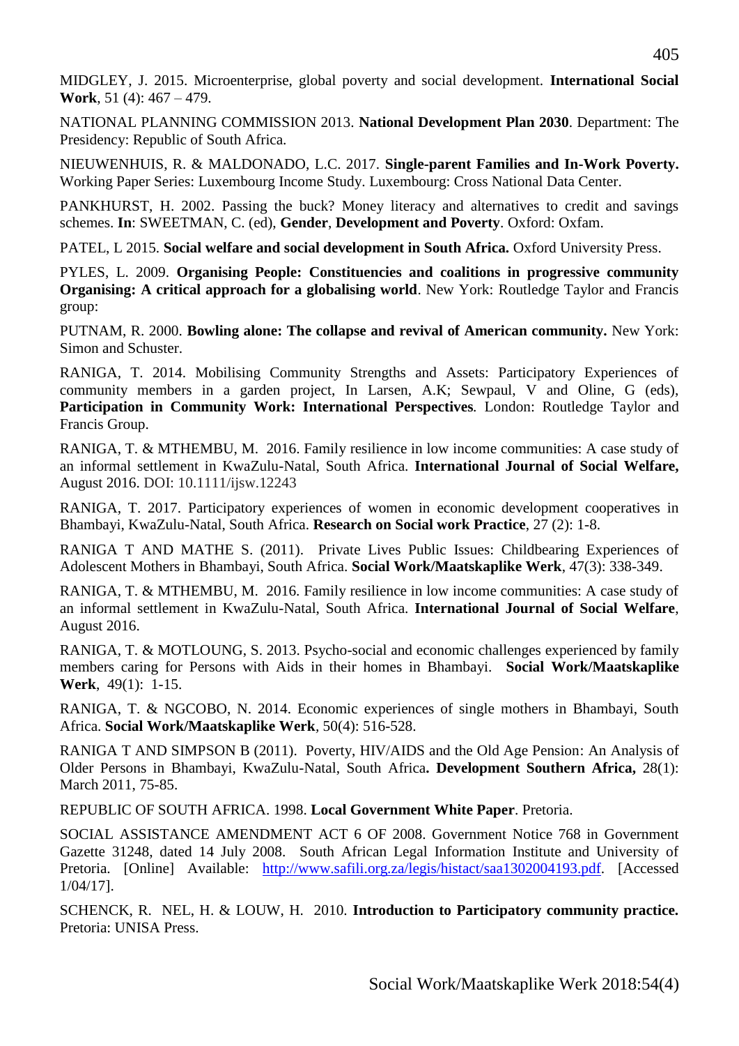MIDGLEY, J. 2015. Microenterprise, global poverty and social development. **International Social Work**, 51 (4): 467 – 479.

NATIONAL PLANNING COMMISSION 2013. **National Development Plan 2030**. Department: The Presidency: Republic of South Africa.

NIEUWENHUIS, R. & MALDONADO, L.C. 2017. **Single-parent Families and In-Work Poverty.** Working Paper Series: Luxembourg Income Study. Luxembourg: Cross National Data Center.

PANKHURST, H. 2002. Passing the buck? Money literacy and alternatives to credit and savings schemes. **In**: SWEETMAN, C. (ed), **Gender**, **Development and Poverty**. Oxford: Oxfam.

PATEL, L 2015. **Social welfare and social development in South Africa.** Oxford University Press.

PYLES, L. 2009. **Organising People: Constituencies and coalitions in progressive community Organising: A critical approach for a globalising world**. New York: Routledge Taylor and Francis group:

PUTNAM, R. 2000. **Bowling alone: The collapse and revival of American community.** New York: Simon and Schuster.

RANIGA, T. 2014. Mobilising Community Strengths and Assets: Participatory Experiences of community members in a garden project, In Larsen, A.K; Sewpaul, V and Oline, G (eds), **Participation in Community Work: International Perspectives***.* London: Routledge Taylor and Francis Group.

RANIGA, T. & MTHEMBU, M. 2016. Family resilience in low income communities: A case study of an informal settlement in KwaZulu-Natal, South Africa. **International Journal of Social Welfare,** August 2016. DOI: 10.1111/ijsw.12243

RANIGA, T. 2017. Participatory experiences of women in economic development cooperatives in Bhambayi, KwaZulu-Natal, South Africa. **Research on Social work Practice**, 27 (2): 1-8.

RANIGA T AND MATHE S. (2011). Private Lives Public Issues: Childbearing Experiences of Adolescent Mothers in Bhambayi, South Africa. **Social Work/Maatskaplike Werk**, 47(3): 338-349.

RANIGA, T. & MTHEMBU, M. 2016. Family resilience in low income communities: A case study of an informal settlement in KwaZulu-Natal, South Africa. **International Journal of Social Welfare**, August 2016.

RANIGA, T. & MOTLOUNG, S. 2013. Psycho-social and economic challenges experienced by family members caring for Persons with Aids in their homes in Bhambayi. **Social Work/Maatskaplike Werk**, 49(1): 1-15.

RANIGA, T. & NGCOBO, N. 2014. Economic experiences of single mothers in Bhambayi, South Africa. **Social Work/Maatskaplike Werk**, 50(4): 516-528.

RANIGA T AND SIMPSON B (2011). Poverty, HIV/AIDS and the Old Age Pension: An Analysis of Older Persons in Bhambayi, KwaZulu-Natal, South Africa**. Development Southern Africa,** 28(1): March 2011, 75-85.

REPUBLIC OF SOUTH AFRICA. 1998. **Local Government White Paper**. Pretoria.

SOCIAL ASSISTANCE AMENDMENT ACT 6 OF 2008. Government Notice 768 in Government Gazette 31248, dated 14 July 2008. South African Legal Information Institute and University of Pretoria. [Online] Available: http://www.safili.org.za/legis/histact/saa1302004193.pdf. [Accessed 1/04/17].

SCHENCK, R. NEL, H. & LOUW, H. 2010. **Introduction to Participatory community practice.** Pretoria: UNISA Press.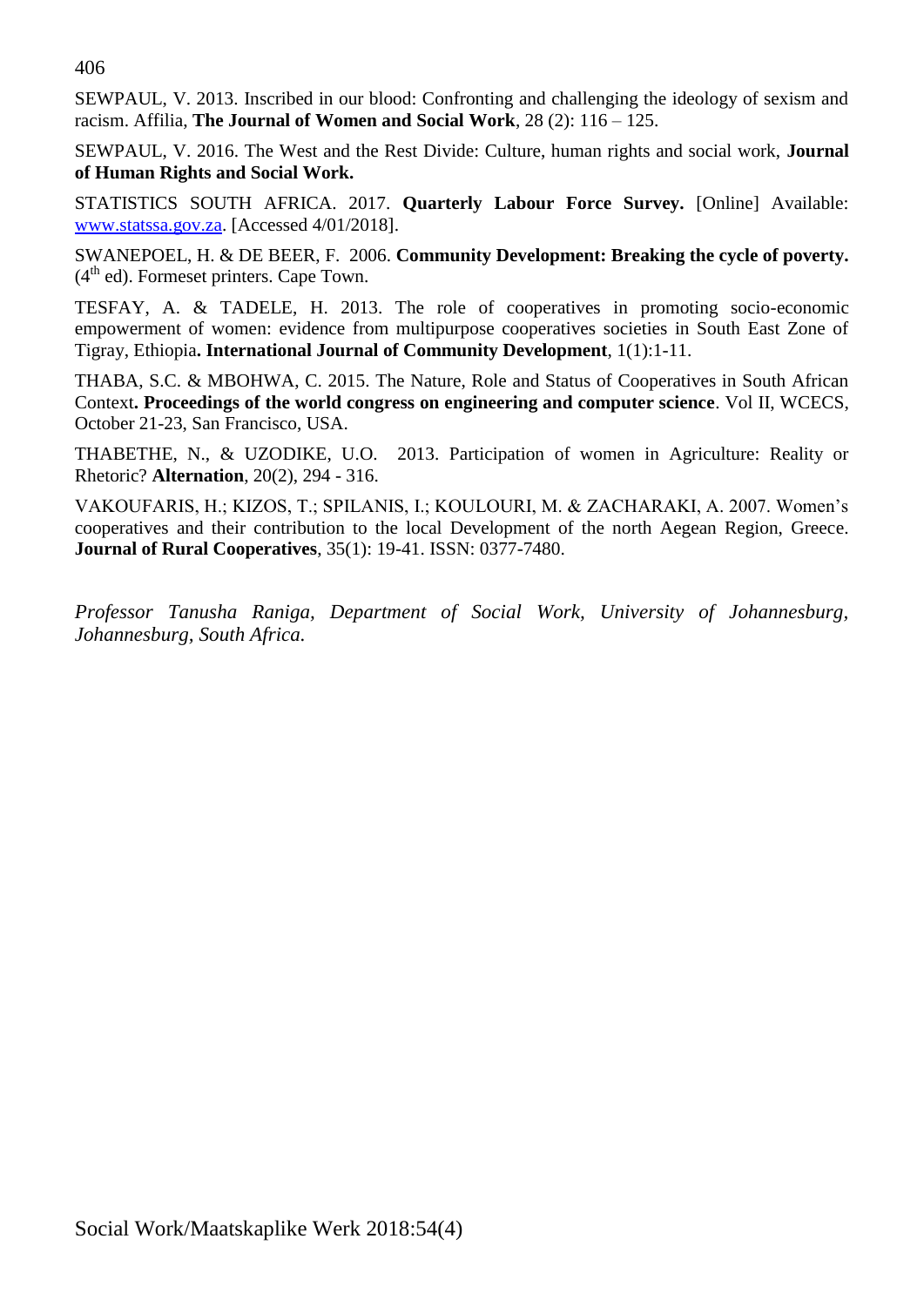SEWPAUL, V. 2013. Inscribed in our blood: Confronting and challenging the ideology of sexism and racism. Affilia, **The Journal of Women and Social Work**, 28 (2): 116 – 125.

SEWPAUL, V. 2016. The West and the Rest Divide: Culture, human rights and social work, **Journal of Human Rights and Social Work.**

STATISTICS SOUTH AFRICA. 2017. **Quarterly Labour Force Survey.** [Online] Available: www.statssa.gov.za. [Accessed 4/01/2018].

SWANEPOEL, H. & DE BEER, F. 2006. **Community Development: Breaking the cycle of poverty.** (4th ed). Formeset printers. Cape Town.

TESFAY, A. & TADELE, H. 2013. The role of cooperatives in promoting socio-economic empowerment of women: evidence from multipurpose cooperatives societies in South East Zone of Tigray, Ethiopia**. International Journal of Community Development**, 1(1):1-11.

THABA, S.C. & MBOHWA, C. 2015. The Nature, Role and Status of Cooperatives in South African Context**. Proceedings of the world congress on engineering and computer science**. Vol II, WCECS, October 21-23, San Francisco, USA.

THABETHE, N., & UZODIKE, U.O. 2013. Participation of women in Agriculture: Reality or Rhetoric? **Alternation**, 20(2), 294 - 316.

VAKOUFARIS, H.; KIZOS, T.; SPILANIS, I.; KOULOURI, M. & ZACHARAKI, A. 2007. Women's cooperatives and their contribution to the local Development of the north Aegean Region, Greece. **Journal of Rural Cooperatives**, 35(1): 19-41. ISSN: 0377-7480.

*Professor Tanusha Raniga, Department of Social Work, University of Johannesburg, Johannesburg, South Africa.*